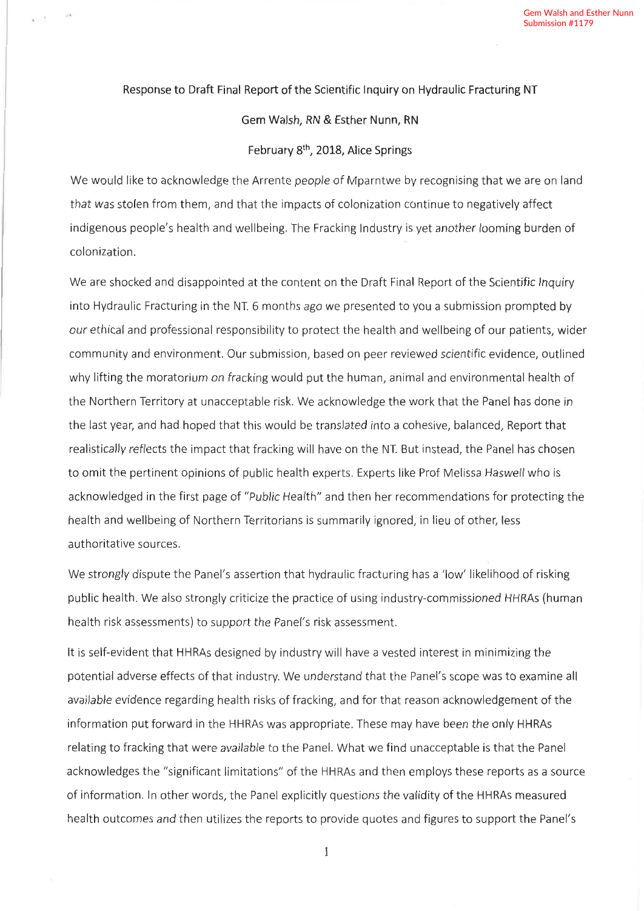Gem Walsh and Esther Nunn
Submission #1179

Response to Draft Final Report of the Scientific Inquiry on Hydraulic Fracturing NT

Gem Walsh, RN & Esther Nunn, RN

February 8th, 2018, Alice Springs

We would like to acknowledge the Arrente people of Mparntwe by recognising that we are on land that was stolen from them, and that the impacts of colonization continue to negatively affect indigenous people's health and wellbeing. The Fracking Industry is yet another looming burden of colonization.

We are shocked and disappointed at the content on the Draft Final Report of the Scientific Inquiry into Hydraulic Fracturing in the NT. 6 months ago we presented to you a submission prompted by our ethical and professional responsibility to protect the health and wellbeing of our patients, wider community and environment. Our submission, based on peer reviewed scientific evidence, outlined why lifting the moratorium on fracking would put the human, animal and environmental health of the Northern Territory at unacceptable risk. We acknowledge the work that the Panel has done in the last year, and had hoped that this would be translated into a cohesive, balanced, Report that realistically reflects the impact that fracking will have on the NT. But instead, the Panel has chosen to omit the pertinent opinions of public health experts. Experts like Prof Melissa Haswell who is acknowledged in the first page of "Public Health" and then her recommendations for protecting the health and wellbeing of Northern Territorians is summarily ignored, in lieu of other, less authoritative sources.

We strongly dispute the Panel's assertion that hydraulic fracturing has a 'low' likelihood of risking public health. We also strongly criticize the practice of using industry-commissioned HHRAs (human health risk assessments) to support the Panel's risk assessment.

It is self-evident that HHRAs designed by industry will have a vested interest in minimizing the potential adverse effects of that industry. We understand that the Panel's scope was to examine all available evidence regarding health risks of fracking, and for that reason acknowledgement of the information put forward in the HHRAs was appropriate. These may have been the only HHRAs relating to fracking that were available to the Panel. What we find unacceptable is that the Panel acknowledges the "significant limitations" of the HHRAs and then employs these reports as a source of information. In other words, the Panel explicitly questions the validity of the HHRAs measured health outcomes and then utilizes the reports to provide quotes and figures to support the Panel's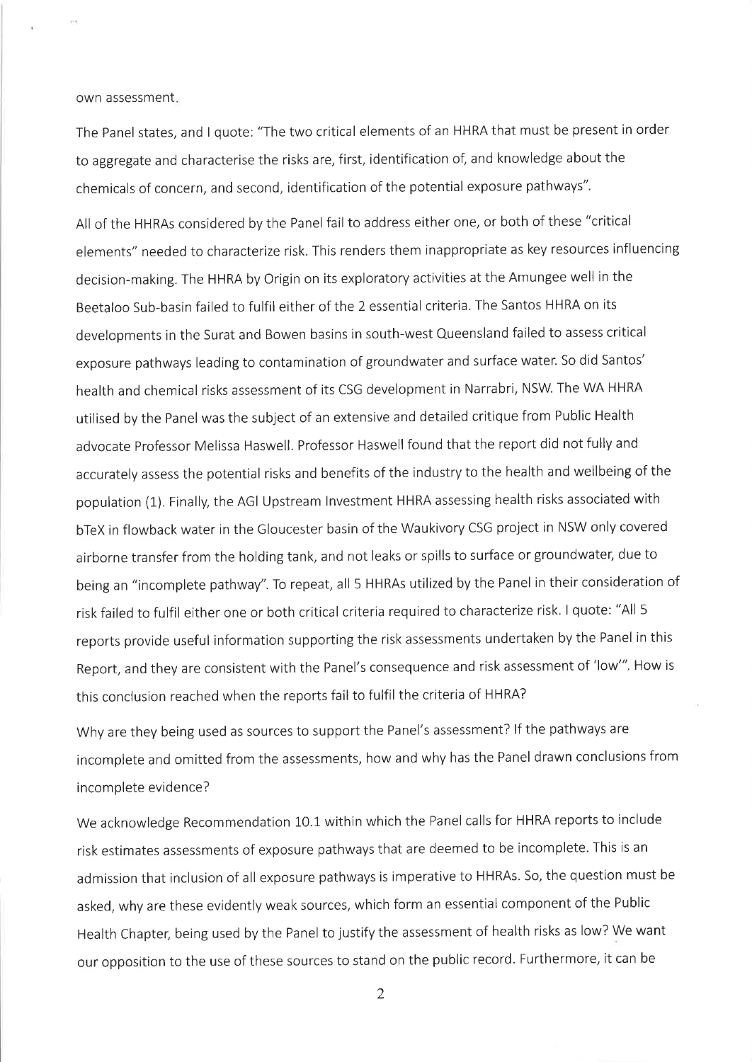own assessment.

The Panel states, and I quote: "The two critical elements of an HHRA that must be present in order to aggregate and characterise the risks are, first, identification of, and knowledge about the chemicals of concern, and second, identification of the potential exposure pathways".

All of the HHRAs considered by the Panel fail to address either one, or both of these "critical elements" needed to characterize risk. This renders them inappropriate as key resources influencing decision-making. The HHRA by Origin on its exploratory activities at the Amungee well in the Beetaloo Sub-basin failed to fulfil either of the 2 essential criteria. The Santos HHRA on its developments in the Surat and Bowen basins in south-west Queensland failed to assess critical exposure pathways leading to contamination of groundwater and surface water. So did Santos' health and chemical risks assessment of its CSG development in Narrabri, NSW. The WA HHRA utilised by the Panel was the subject of an extensive and detailed critique from Public Health advocate Professor Melissa Haswell. Professor Haswell found that the report did not fully and accurately assess the potential risks and benefits of the industry to the health and wellbeing of the population (1). Finally, the AGI Upstream Investment HHRA assessing health risks associated with bTeX in flowback water in the Gloucester basin of the Waukivory CSG project in NSW only covered airborne transfer from the holding tank, and not leaks or spills to surface or groundwater, due to being an "incomplete pathway". To repeat, all 5 HHRAs utilized by the Panel in their consideration of risk failed to fulfil either one or both critical criteria required to characterize risk. I quote: "All 5 reports provide useful information supporting the risk assessments undertaken by the Panel in this Report, and they are consistent with the Panel's consequence and risk assessment of 'low'". How is this conclusion reached when the reports fail to fulfil the criteria of HHRA?

Why are they being used as sources to support the Panel's assessment? If the pathways are incomplete and omitted from the assessments, how and why has the Panel drawn conclusions from incomplete evidence?

We acknowledge Recommendation 10.1 within which the Panel calls for HHRA reports to include risk estimates assessments of exposure pathways that are deemed to be incomplete. This is an admission that inclusion of all exposure pathways is imperative to HHRAs. So, the question must be asked, why are these evidently weak sources, which form an essential component of the Public Health Chapter, being used by the Panel to justify the assessment of health risks as low? We want our opposition to the use of these sources to stand on the public record. Furthermore, it can be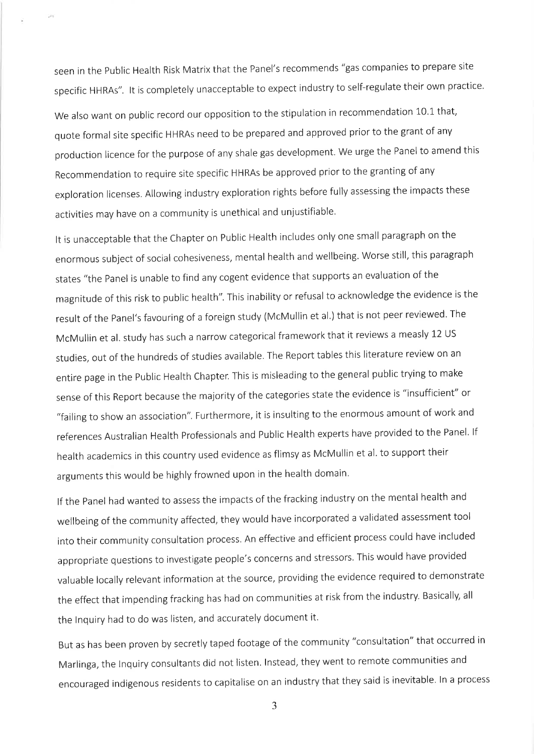seen in the Public Health Risk Matrix that the Panel's recommends "gas companies to prepare site specific HHRAs". It is completely unacceptable to expect industry to self-regulate their own practice.

We also want on public record our opposition to the stipulation in recommendation 10.1 that, quote formal site specific HHRAs need to be prepared and approved prior to the grant of any production licence for the purpose of any shale gas development. We urge the Panel to amend this Recommendation to require site specific HHRAs be approved prior to the granting of any exploration licenses. Allowing industry exploration rights before fully assessing the impacts these activities may have on a community is unethical and unjustifiable.

It is unacceptable that the Chapter on Public Health includes only one small paragraph on the enormous subject of social cohesiveness, mental health and wellbeing. Worse still, this paragraph states "the Panel is unable to find any cogent evidence that supports an evaluation of the magnitude of this risk to public health". This inability or refusal to acknowledge the evidence is the result of the Panel's favouring of a foreign study (McMullin et al.) that is not peer reviewed. The McMullin et al. study has such a narrow categorical framework that it reviews a measly 12 US studies, out of the hundreds of studies available. The Report tables this literature review on an entire page in the Public Health Chapter. This is misleading to the general public trying to make sense of this Report because the majority of the categories state the evidence is "insufficient" or "failing to show an association". Furthermore, it is insulting to the enormous amount of work and references Australian Health Professionals and Public Health experts have provided to the Panel. If health academics in this country used evidence as flimsy as McMullin et al. to support their arguments this would be highly frowned upon in the health domain.

If the Panel had wanted to assess the impacts of the fracking industry on the mental health and wellbeing of the community affected, they would have incorporated a validated assessment tool into their community consultation process. An effective and efficient process could have included appropriate questions to investigate people's concerns and stressors. This would have provided valuable locally relevant information at the source, providing the evidence required to demonstrate the effect that impending fracking has had on communities at risk from the industry. Basically, all the Inquiry had to do was listen, and accurately document it.

But as has been proven by secretly taped footage of the community "consultation" that occurred in Marlinga, the Inquiry consultants did not listen. Instead, they went to remote communities and encouraged indigenous residents to capitalise on an industry that they said is inevitable. In a process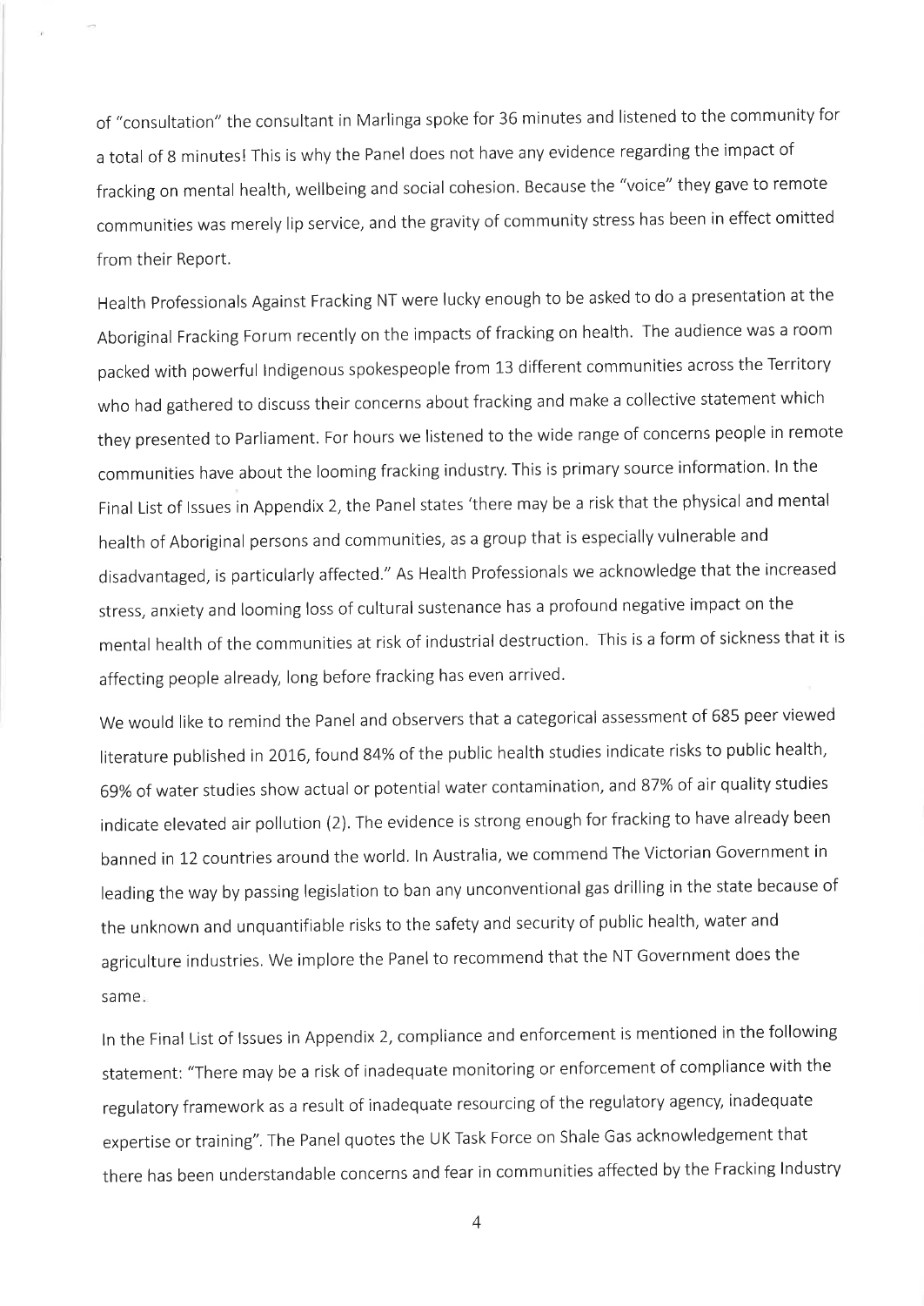of "consultation" the consultant in Marlinga spoke for 36 minutes and listened to the community for a total of 8 minutes! This is why the Panel does not have any evidence regarding the impact of fracking on mental health, wellbeing and social cohesion. Because the "voice" they gave to remote communities was merely lip service, and the gravity of community stress has been in effect omitted from their Report.

Health Professionals Against Fracking NT were lucky enough to be asked to do a presentation at the Aboriginal Fracking Forum recently on the impacts of fracking on health. The audience was a room packed with powerful Indigenous spokespeople from 13 different communities across the Territory who had gathered to discuss their concerns about fracking and make a collective statement which they presented to Parliament. For hours we listened to the wide range of concerns people in remote communities have about the looming fracking industry. This is primary source information. In the Final List of Issues in Appendix 2, the Panel states 'there may be a risk that the physical and mental health of Aboriginal persons and communities, as a group that is especially vulnerable and disadvantaged, is particularly affected." As Health Professionals we acknowledge that the increased stress, anxiety and looming loss of cultural sustenance has a profound negative impact on the mental health of the communities at risk of industrial destruction. This is a form of sickness that it is affecting people already, long before fracking has even arrived.

We would like to remind the Panel and observers that a categorical assessment of 685 peer viewed literature published in 2016, found 84% of the public health studies indicate risks to public health, 69% of water studies show actual or potential water contamination, and 87% of air quality studies indicate elevated air pollution (2). The evidence is strong enough for fracking to have already been banned in 12 countries around the world. In Australia, we commend The Victorian Government in leading the way by passing legislation to ban any unconventional gas drilling in the state because of the unknown and unquantifiable risks to the safety and security of public health, water and agriculture industries. We implore the Panel to recommend that the NT Government does the same.

In the Final List of Issues in Appendix 2, compliance and enforcement is mentioned in the following statement: "There may be a risk of inadequate monitoring or enforcement of compliance with the regulatory framework as a result of inadequate resourcing of the regulatory agency, inadequate expertise or training". The Panel quotes the UK Task Force on Shale Gas acknowledgement that there has been understandable concerns and fear in communities affected by the Fracking Industry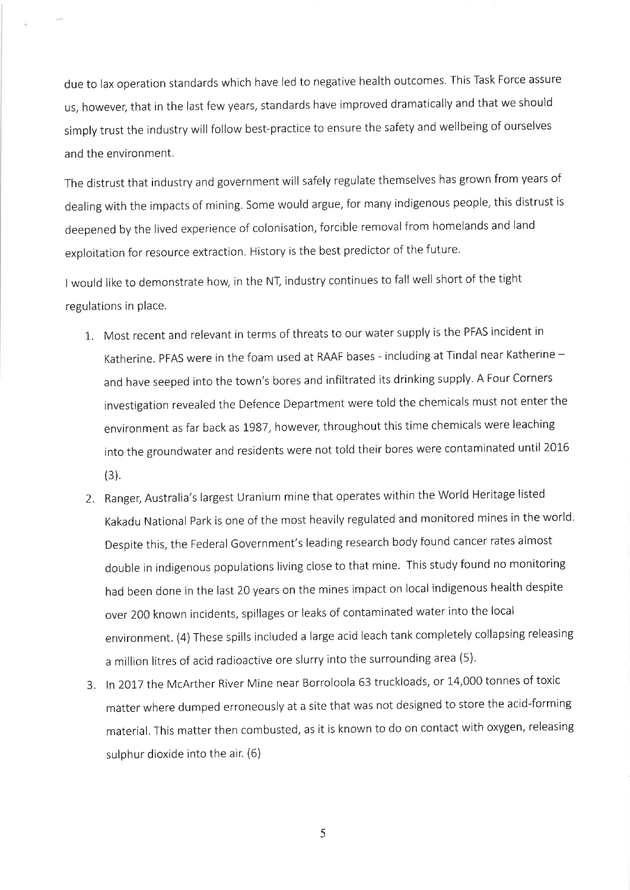due to lax operation standards which have led to negative health outcomes. This Task Force assure us, however, that in the last few years, standards have improved dramatically and that we should simply trust the industry will follow best-practice to ensure the safety and wellbeing of ourselves and the environment.

The distrust that industry and government will safely regulate themselves has grown from years of dealing with the impacts of mining. Some would argue, for many indigenous people, this distrust is deepened by the lived experience of colonisation, forcible removal from homelands and land exploitation for resource extraction. History is the best predictor of the future.

I would like to demonstrate how, in the NT, industry continues to fall well short of the tight regulations in place.

1. Most recent and relevant in terms of threats to our water supply is the PFAS incident in Katherine. PFAS were in the foam used at RAAF bases - including at Tindal near Katherine – and have seeped into the town's bores and infiltrated its drinking supply. A Four Corners investigation revealed the Defence Department were told the chemicals must not enter the environment as far back as 1987, however, throughout this time chemicals were leaching into the groundwater and residents were not told their bores were contaminated until 2016 (3).
2. Ranger, Australia's largest Uranium mine that operates within the World Heritage listed Kakadu National Park is one of the most heavily regulated and monitored mines in the world. Despite this, the Federal Government's leading research body found cancer rates almost double in indigenous populations living close to that mine. This study found no monitoring had been done in the last 20 years on the mines impact on local indigenous health despite over 200 known incidents, spillages or leaks of contaminated water into the local environment. (4) These spills included a large acid leach tank completely collapsing releasing a million litres of acid radioactive ore slurry into the surrounding area (5).
3. In 2017 the McArther River Mine near Borroloola 63 truckloads, or 14,000 tonnes of toxic matter where dumped erroneously at a site that was not designed to store the acid-forming material. This matter then combusted, as it is known to do on contact with oxygen, releasing sulphur dioxide into the air. (6)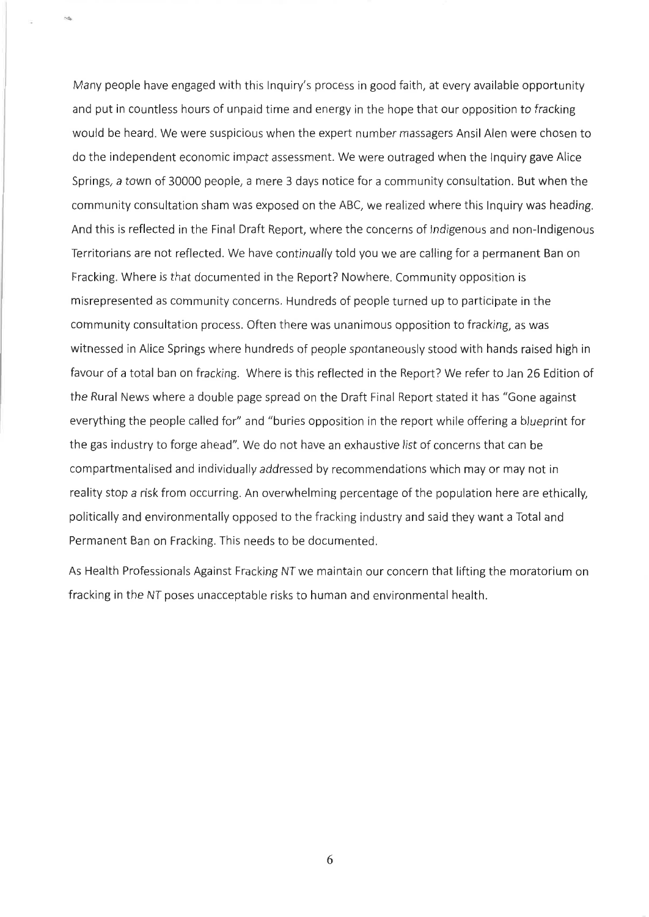Many people have engaged with this Inquiry's process in good faith, at every available opportunity and put in countless hours of unpaid time and energy in the hope that our opposition to fracking would be heard. We were suspicious when the expert number massagers Ansil Alen were chosen to do the independent economic impact assessment. We were outraged when the Inquiry gave Alice Springs, a town of 30000 people, a mere 3 days notice for a community consultation. But when the community consultation sham was exposed on the ABC, we realized where this Inquiry was heading. And this is reflected in the Final Draft Report, where the concerns of Indigenous and non-Indigenous Territorians are not reflected. We have continually told you we are calling for a permanent Ban on Fracking. Where is that documented in the Report? Nowhere. Community opposition is misrepresented as community concerns. Hundreds of people turned up to participate in the community consultation process. Often there was unanimous opposition to fracking, as was witnessed in Alice Springs where hundreds of people spontaneously stood with hands raised high in favour of a total ban on fracking. Where is this reflected in the Report? We refer to Jan 26 Edition of the Rural News where a double page spread on the Draft Final Report stated it has "Gone against everything the people called for" and "buries opposition in the report while offering a blueprint for the gas industry to forge ahead". We do not have an exhaustive list of concerns that can be compartmentalised and individually addressed by recommendations which may or may not in reality stop a risk from occurring. An overwhelming percentage of the population here are ethically, politically and environmentally opposed to the fracking industry and said they want a Total and Permanent Ban on Fracking. This needs to be documented.

As Health Professionals Against Fracking NT we maintain our concern that lifting the moratorium on fracking in the NT poses unacceptable risks to human and environmental health.